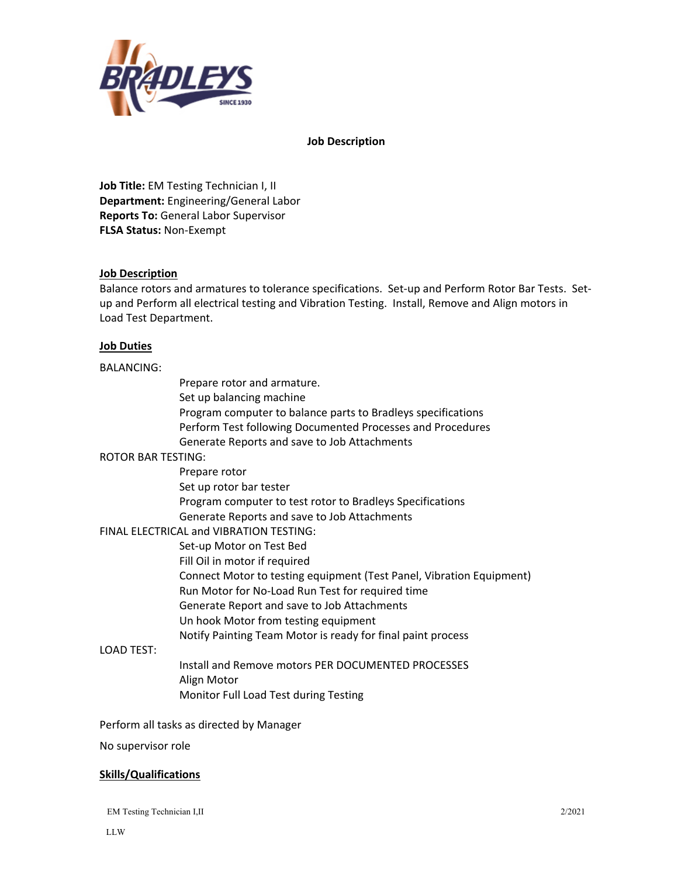# Job Description

**Job Title:** EM Testing Technician I, II
**Department:** Engineering/General Labor
**Reports To:** General Labor Supervisor
**FLSA Status:** Non-Exempt

## Job Description

Balance rotors and armatures to tolerance specifications. Set-up and Perform Rotor Bar Tests. Set-up and Perform all electrical testing and Vibration Testing. Install, Remove and Align motors in Load Test Department.

## Job Duties

BALANCING:

- Prepare rotor and armature.
- Set up balancing machine
- Program computer to balance parts to Bradleys specifications
- Perform Test following Documented Processes and Procedures
- Generate Reports and save to Job Attachments

ROTOR BAR TESTING:

- Prepare rotor
- Set up rotor bar tester
- Program computer to test rotor to Bradleys Specifications
- Generate Reports and save to Job Attachments

FINAL ELECTRICAL and VIBRATION TESTING:

- Set-up Motor on Test Bed
- Fill Oil in motor if required
- Connect Motor to testing equipment (Test Panel, Vibration Equipment)
- Run Motor for No-Load Run Test for required time
- Generate Report and save to Job Attachments
- Un hook Motor from testing equipment
- Notify Painting Team Motor is ready for final paint process

LOAD TEST:

- Install and Remove motors PER DOCUMENTED PROCESSES
- Align Motor
- Monitor Full Load Test during Testing

Perform all tasks as directed by Manager

No supervisor role

## Skills/Qualifications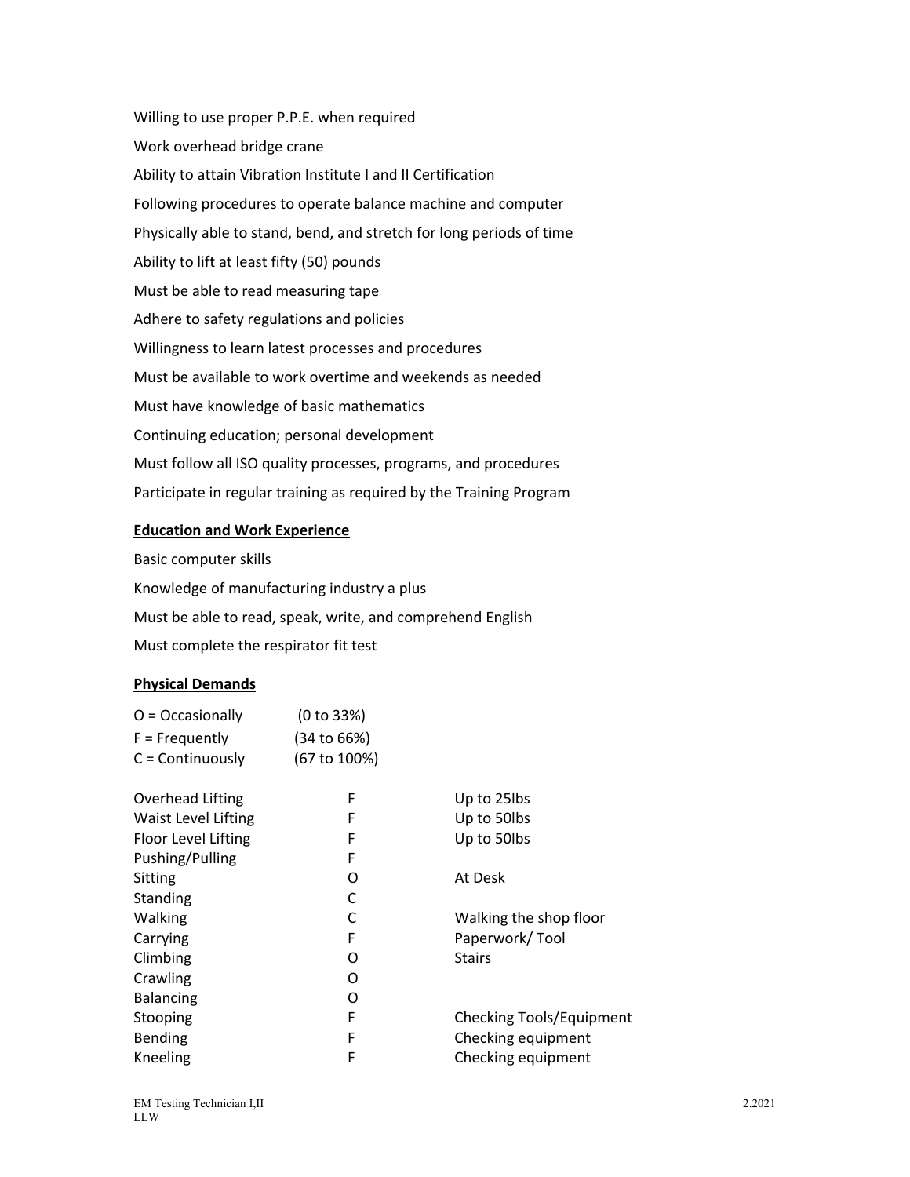Willing to use proper P.P.E. when required

Work overhead bridge crane

Ability to attain Vibration Institute I and II Certification

Following procedures to operate balance machine and computer

Physically able to stand, bend, and stretch for long periods of time

Ability to lift at least fifty (50) pounds

Must be able to read measuring tape

Adhere to safety regulations and policies

Willingness to learn latest processes and procedures

Must be available to work overtime and weekends as needed

Must have knowledge of basic mathematics

Continuing education; personal development

Must follow all ISO quality processes, programs, and procedures

Participate in regular training as required by the Training Program

**Education and Work Experience**

Basic computer skills

Knowledge of manufacturing industry a plus

Must be able to read, speak, write, and comprehend English

Must complete the respirator fit test

**Physical Demands**

O = Occasionally (0 to 33%)
F = Frequently (34 to 66%)
C = Continuously (67 to 100%)

| Activity | Frequency | Notes |
|---|---|---|
| Overhead Lifting | F | Up to 25lbs |
| Waist Level Lifting | F | Up to 50lbs |
| Floor Level Lifting | F | Up to 50lbs |
| Pushing/Pulling | F | |
| Sitting | O | At Desk |
| Standing | C | |
| Walking | C | Walking the shop floor |
| Carrying | F | Paperwork/ Tool |
| Climbing | O | Stairs |
| Crawling | O | |
| Balancing | O | |
| Stooping | F | Checking Tools/Equipment |
| Bending | F | Checking equipment |
| Kneeling | F | Checking equipment |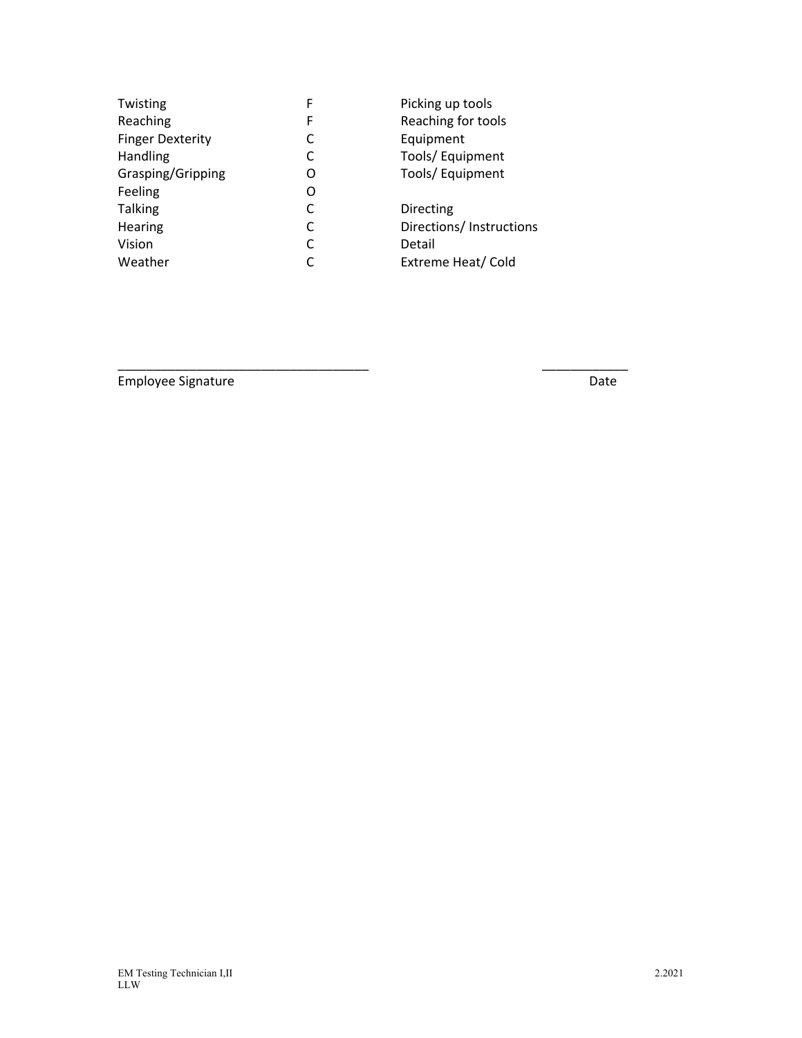| | | |
|---|---|---|
| Twisting | F | Picking up tools |
| Reaching | F | Reaching for tools |
| Finger Dexterity | C | Equipment |
| Handling | C | Tools/ Equipment |
| Grasping/Gripping | O | Tools/ Equipment |
| Feeling | O | |
| Talking | C | Directing |
| Hearing | C | Directions/ Instructions |
| Vision | C | Detail |
| Weather | C | Extreme Heat/ Cold |

_________________________________ ____________

Employee Signature Date

EM Testing Technician I,II
LLW

2.2021